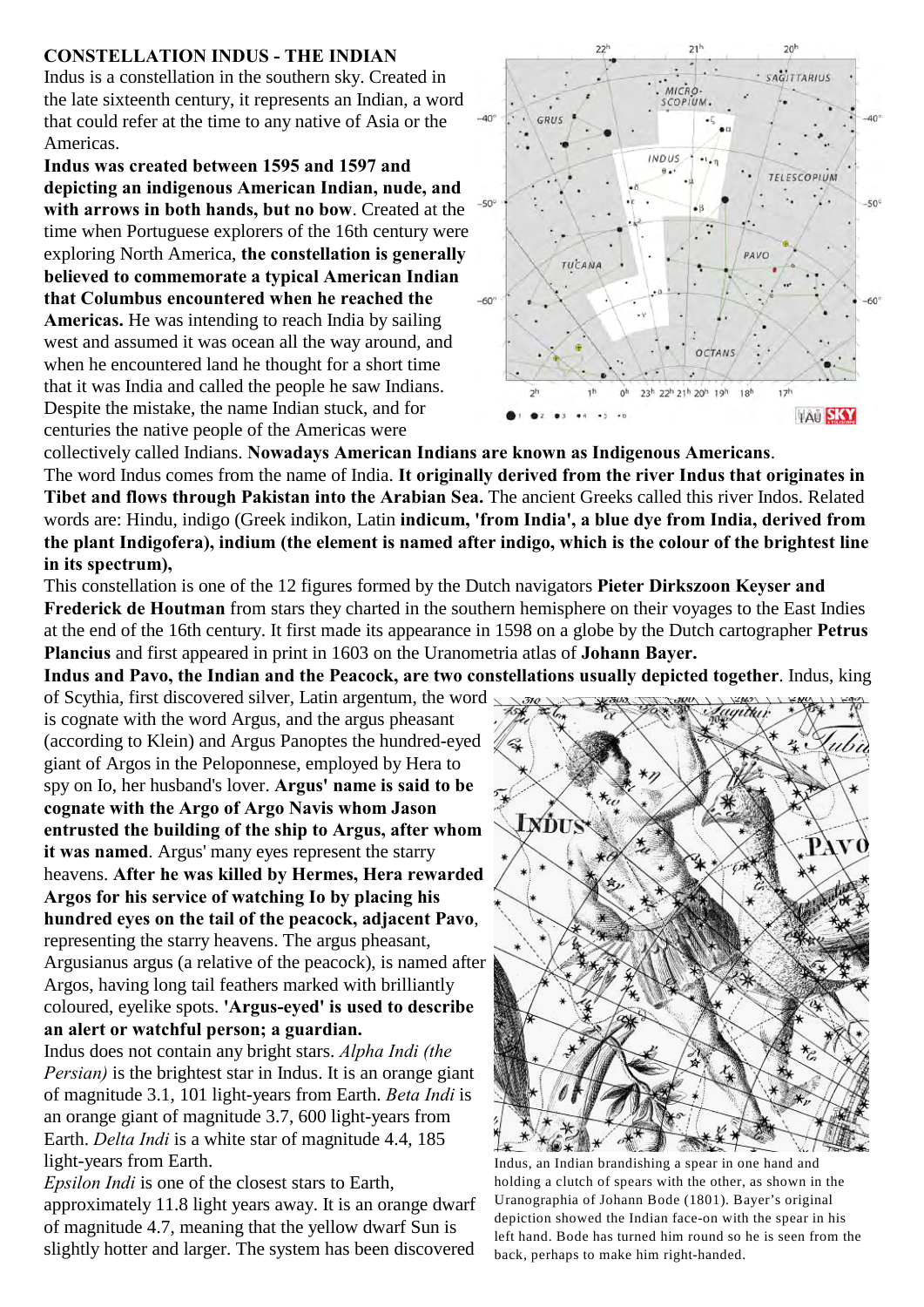**CONSTELLATION INDUS - THE INDIAN**

Indus is a constellation in the southern sky. Created in the late sixteenth century, it represents an Indian, a word that could refer at the time to any native of Asia or the Americas.

**Indus was created between 1595 and 1597 and depicting an indigenous American Indian, nude, and with arrows in both hands, but no bow**. Created at the time when Portuguese explorers of the 16th century were exploring North America, **the constellation is generally believed to commemorate a typical American Indian that Columbus encountered when he reached the Americas.** He was intending to reach India by sailing west and assumed it was ocean all the way around, and when he encountered land he thought for a short time that it was India and called the people he saw Indians. Despite the mistake, the name Indian stuck, and for centuries the native people of the Americas were collectively called Indians. **Nowadays American Indians are known as Indigenous Americans**.

The word Indus comes from the name of India. **It originally derived from the river Indus that originates in Tibet and flows through Pakistan into the Arabian Sea.** The ancient Greeks called this river Indos. Related words are: Hindu, indigo (Greek indikon, Latin **indicum, 'from India', a blue dye from India, derived from the plant Indigofera), indium (the element is named after indigo, which is the colour of the brightest line in its spectrum),**

This constellation is one of the 12 figures formed by the Dutch navigators **Pieter Dirkszoon Keyser and Frederick de Houtman** from stars they charted in the southern hemisphere on their voyages to the East Indies at the end of the 16th century. It first made its appearance in 1598 on a globe by the Dutch cartographer **Petrus Plancius** and first appeared in print in 1603 on the Uranometria atlas of **Johann Bayer.**

**Indus and Pavo, the Indian and the Peacock, are two constellations usually depicted together**. Indus, king of Scythia, first discovered silver, Latin argentum, the word is cognate with the word Argus, and the argus pheasant (according to Klein) and Argus Panoptes the hundred-eyed giant of Argos in the Peloponnese, employed by Hera to spy on Io, her husband's lover. **Argus' name is said to be cognate with the Argo of Argo Navis whom Jason entrusted the building of the ship to Argus, after whom it was named**. Argus' many eyes represent the starry heavens. **After he was killed by Hermes, Hera rewarded Argos for his service of watching Io by placing his hundred eyes on the tail of the peacock, adjacent Pavo**, representing the starry heavens. The argus pheasant, Argusianus argus (a relative of the peacock), is named after Argos, having long tail feathers marked with brilliantly coloured, eyelike spots. **'Argus-eyed' is used to describe an alert or watchful person; a guardian.**

Indus does not contain any bright stars. *Alpha Indi (the Persian)* is the brightest star in Indus. It is an orange giant of magnitude 3.1, 101 light-years from Earth. *Beta Indi* is an orange giant of magnitude 3.7, 600 light-years from Earth. *Delta Indi* is a white star of magnitude 4.4, 185 light-years from Earth.

*Epsilon Indi* is one of the closest stars to Earth, approximately 11.8 light years away. It is an orange dwarf of magnitude 4.7, meaning that the yellow dwarf Sun is slightly hotter and larger. The system has been discovered

Indus, an Indian brandishing a spear in one hand and holding a clutch of spears with the other, as shown in the Uranographia of Johann Bode (1801). Bayer's original depiction showed the Indian face-on with the spear in his left hand. Bode has turned him round so he is seen from the back, perhaps to make him right-handed.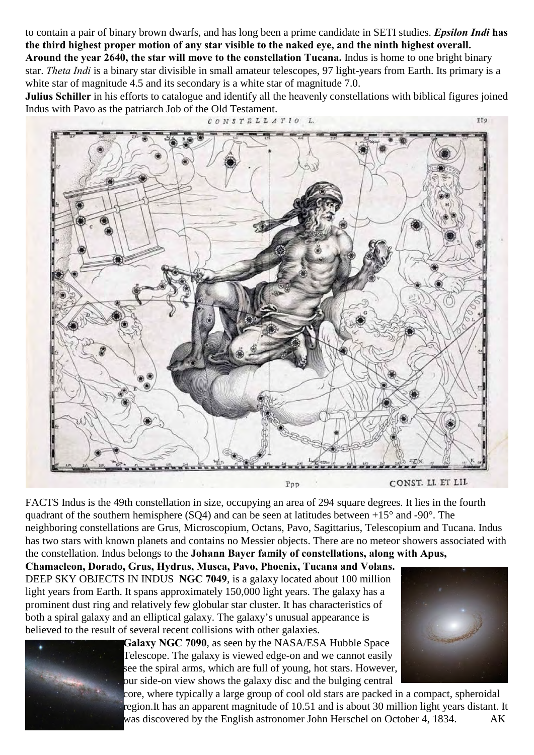to contain a pair of binary brown dwarfs, and has long been a prime candidate in SETI studies. ***Epsilon Indi*** **has the third highest proper motion of any star visible to the naked eye, and the ninth highest overall. Around the year 2640, the star will move to the constellation Tucana.** Indus is home to one bright binary star. *Theta Indi* is a binary star divisible in small amateur telescopes, 97 light-years from Earth. Its primary is a white star of magnitude 4.5 and its secondary is a white star of magnitude 7.0.

**Julius Schiller** in his efforts to catalogue and identify all the heavenly constellations with biblical figures joined Indus with Pavo as the patriarch Job of the Old Testament.

CONSTELLATIO L.

CONST. LI. ET LII.

FACTS Indus is the 49th constellation in size, occupying an area of 294 square degrees. It lies in the fourth quadrant of the southern hemisphere (SQ4) and can be seen at latitudes between +15° and -90°. The neighboring constellations are Grus, Microscopium, Octans, Pavo, Sagittarius, Telescopium and Tucana. Indus has two stars with known planets and contains no Messier objects. There are no meteor showers associated with the constellation. Indus belongs to the **Johann Bayer family of constellations, along with Apus, Chamaeleon, Dorado, Grus, Hydrus, Musca, Pavo, Phoenix, Tucana and Volans.**

DEEP SKY OBJECTS IN INDUS **NGC 7049**, is a galaxy located about 100 million light years from Earth. It spans approximately 150,000 light years. The galaxy has a prominent dust ring and relatively few globular star cluster. It has characteristics of both a spiral galaxy and an elliptical galaxy. The galaxy's unusual appearance is believed to the result of several recent collisions with other galaxies.

**Galaxy NGC 7090**, as seen by the NASA/ESA Hubble Space Telescope. The galaxy is viewed edge-on and we cannot easily see the spiral arms, which are full of young, hot stars. However, our side-on view shows the galaxy disc and the bulging central core, where typically a large group of cool old stars are packed in a compact, spheroidal region.It has an apparent magnitude of 10.51 and is about 30 million light years distant. It was discovered by the English astronomer John Herschel on October 4, 1834. AK